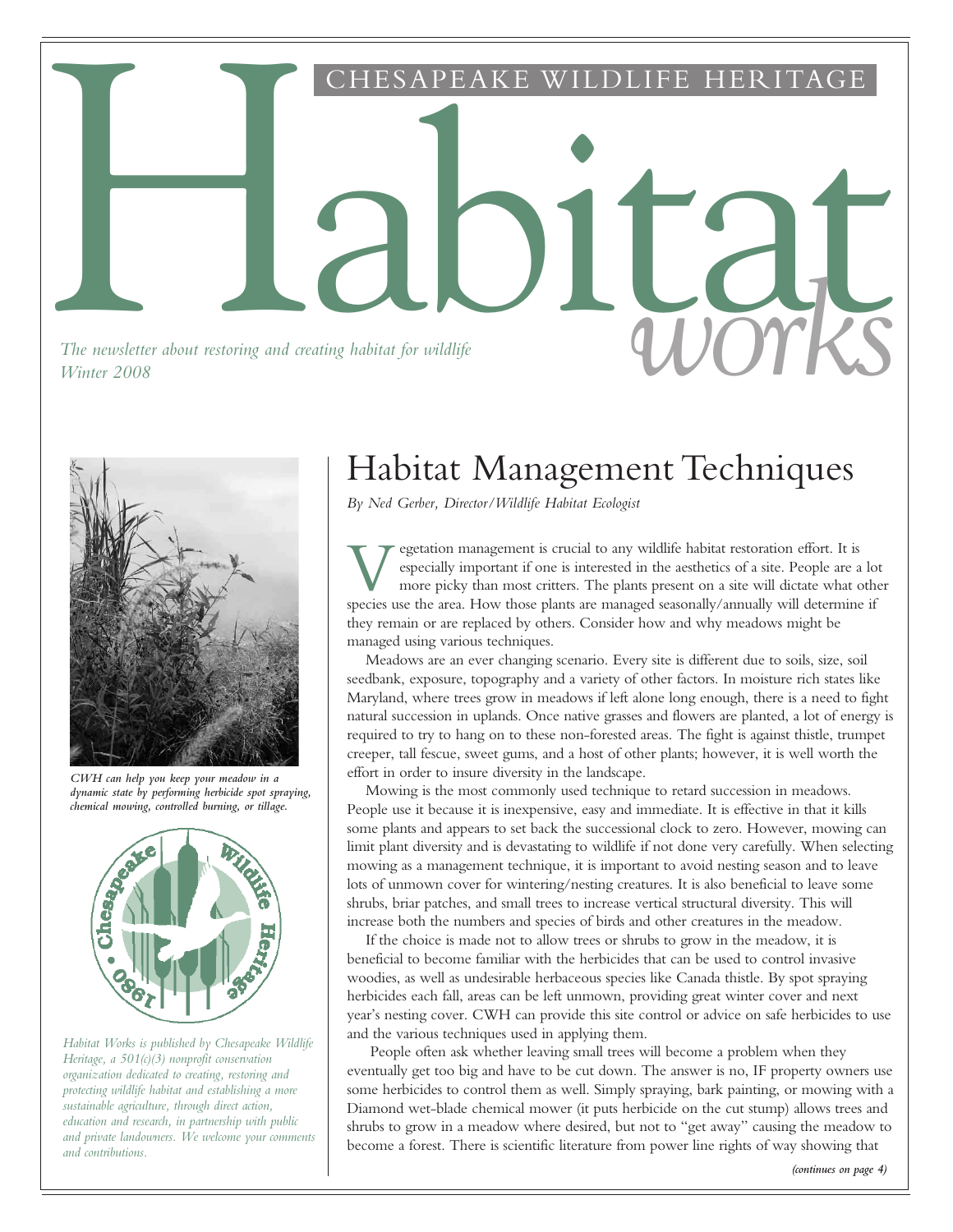# Habitat works

CHESAPEAKE WILDLIFE HERITAGE

*The newsletter about restoring and creating habitat for wildlife*
*Winter 2008*

*CWH can help you keep your meadow in a dynamic state by performing herbicide spot spraying, chemical mowing, controlled burning, or tillage.*

*Habitat Works is published by Chesapeake Wildlife Heritage, a 501(c)(3) nonprofit conservation organization dedicated to creating, restoring and protecting wildlife habitat and establishing a more sustainable agriculture, through direct action, education and research, in partnership with public and private landowners. We welcome your comments and contributions.*

## Habitat Management Techniques

*By Ned Gerber, Director/Wildlife Habitat Ecologist*

Vegetation management is crucial to any wildlife habitat restoration effort. It is especially important if one is interested in the aesthetics of a site. People are a lot more picky than most critters. The plants present on a site will dictate what other species use the area. How those plants are managed seasonally/annually will determine if they remain or are replaced by others. Consider how and why meadows might be managed using various techniques.

Meadows are an ever changing scenario. Every site is different due to soils, size, soil seedbank, exposure, topography and a variety of other factors. In moisture rich states like Maryland, where trees grow in meadows if left alone long enough, there is a need to fight natural succession in uplands. Once native grasses and flowers are planted, a lot of energy is required to try to hang on to these non-forested areas. The fight is against thistle, trumpet creeper, tall fescue, sweet gums, and a host of other plants; however, it is well worth the effort in order to insure diversity in the landscape.

Mowing is the most commonly used technique to retard succession in meadows. People use it because it is inexpensive, easy and immediate. It is effective in that it kills some plants and appears to set back the successional clock to zero. However, mowing can limit plant diversity and is devastating to wildlife if not done very carefully. When selecting mowing as a management technique, it is important to avoid nesting season and to leave lots of unmown cover for wintering/nesting creatures. It is also beneficial to leave some shrubs, briar patches, and small trees to increase vertical structural diversity. This will increase both the numbers and species of birds and other creatures in the meadow.

If the choice is made not to allow trees or shrubs to grow in the meadow, it is beneficial to become familiar with the herbicides that can be used to control invasive woodies, as well as undesirable herbaceous species like Canada thistle. By spot spraying herbicides each fall, areas can be left unmown, providing great winter cover and next year's nesting cover. CWH can provide this site control or advice on safe herbicides to use and the various techniques used in applying them.

People often ask whether leaving small trees will become a problem when they eventually get too big and have to be cut down. The answer is no, IF property owners use some herbicides to control them as well. Simply spraying, bark painting, or mowing with a Diamond wet-blade chemical mower (it puts herbicide on the cut stump) allows trees and shrubs to grow in a meadow where desired, but not to "get away" causing the meadow to become a forest. There is scientific literature from power line rights of way showing that

*(continues on page 4)*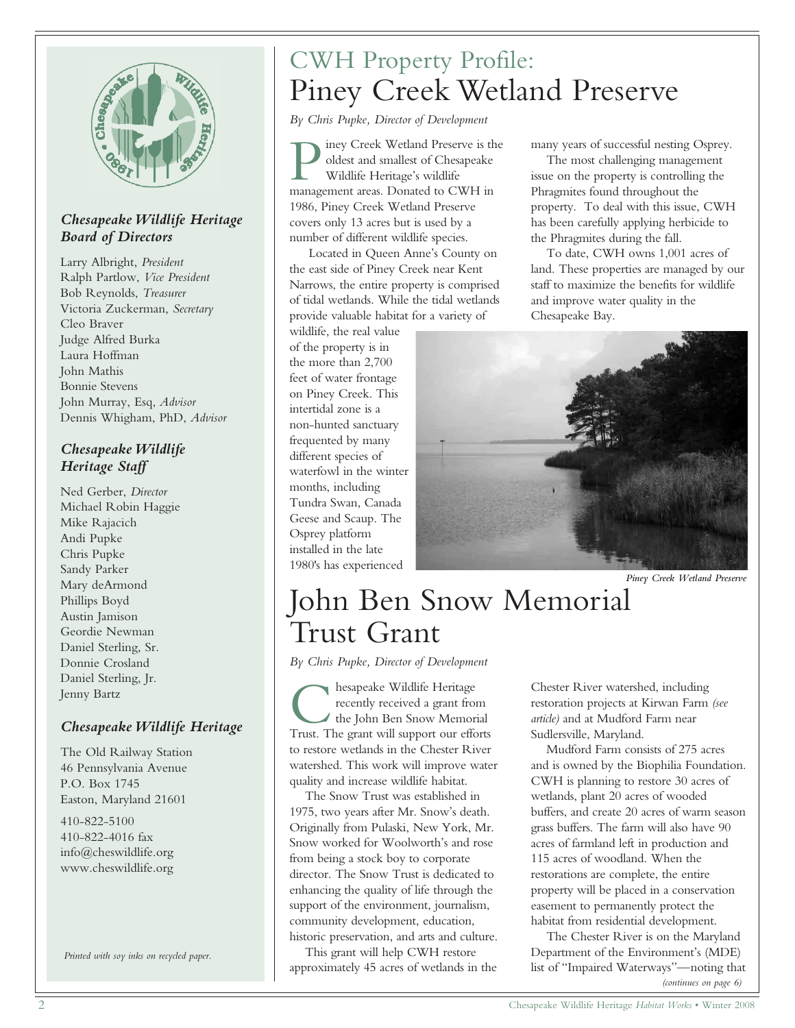## Chesapeake Wildlife Heritage Board of Directors

Larry Albright, *President*
Ralph Partlow, *Vice President*
Bob Reynolds, *Treasurer*
Victoria Zuckerman, *Secretary*
Cleo Braver
Judge Alfred Burka
Laura Hoffman
John Mathis
Bonnie Stevens
John Murray, Esq, *Advisor*
Dennis Whigham, PhD, *Advisor*

## Chesapeake Wildlife Heritage Staff

Ned Gerber, *Director*
Michael Robin Haggie
Mike Rajacich
Andi Pupke
Chris Pupke
Sandy Parker
Mary deArmond
Phillips Boyd
Austin Jamison
Geordie Newman
Daniel Sterling, Sr.
Donnie Crosland
Daniel Sterling, Jr.
Jenny Bartz

## Chesapeake Wildlife Heritage

The Old Railway Station
46 Pennsylvania Avenue
P.O. Box 1745
Easton, Maryland 21601

410-822-5100
410-822-4016 fax
info@cheswildlife.org
www.cheswildlife.org

*Printed with soy inks on recycled paper.*

# CWH Property Profile: Piney Creek Wetland Preserve

*By Chris Pupke, Director of Development*

Piney Creek Wetland Preserve is the oldest and smallest of Chesapeake Wildlife Heritage's wildlife management areas. Donated to CWH in 1986, Piney Creek Wetland Preserve covers only 13 acres but is used by a number of different wildlife species.

Located in Queen Anne's County on the east side of Piney Creek near Kent Narrows, the entire property is comprised of tidal wetlands. While the tidal wetlands provide valuable habitat for a variety of wildlife, the real value of the property is in the more than 2,700 feet of water frontage on Piney Creek. This intertidal zone is a non-hunted sanctuary frequented by many different species of waterfowl in the winter months, including Tundra Swan, Canada Geese and Scaup. The Osprey platform installed in the late 1980's has experienced many years of successful nesting Osprey.

The most challenging management issue on the property is controlling the Phragmites found throughout the property. To deal with this issue, CWH has been carefully applying herbicide to the Phragmites during the fall.

To date, CWH owns 1,001 acres of land. These properties are managed by our staff to maximize the benefits for wildlife and improve water quality in the Chesapeake Bay.

*Piney Creek Wetland Preserve*

# John Ben Snow Memorial Trust Grant

*By Chris Pupke, Director of Development*

Chesapeake Wildlife Heritage recently received a grant from the John Ben Snow Memorial Trust. The grant will support our efforts to restore wetlands in the Chester River watershed. This work will improve water quality and increase wildlife habitat.

The Snow Trust was established in 1975, two years after Mr. Snow's death. Originally from Pulaski, New York, Mr. Snow worked for Woolworth's and rose from being a stock boy to corporate director. The Snow Trust is dedicated to enhancing the quality of life through the support of the environment, journalism, community development, education, historic preservation, and arts and culture.

This grant will help CWH restore approximately 45 acres of wetlands in the Chester River watershed, including restoration projects at Kirwan Farm *(see article)* and at Mudford Farm near Sudlersville, Maryland.

Mudford Farm consists of 275 acres and is owned by the Biophilia Foundation. CWH is planning to restore 30 acres of wetlands, plant 20 acres of wooded buffers, and create 20 acres of warm season grass buffers. The farm will also have 90 acres of farmland left in production and 115 acres of woodland. When the restorations are complete, the entire property will be placed in a conservation easement to permanently protect the habitat from residential development.

The Chester River is on the Maryland Department of the Environment's (MDE) list of "Impaired Waterways"—noting that

*(continues on page 6)*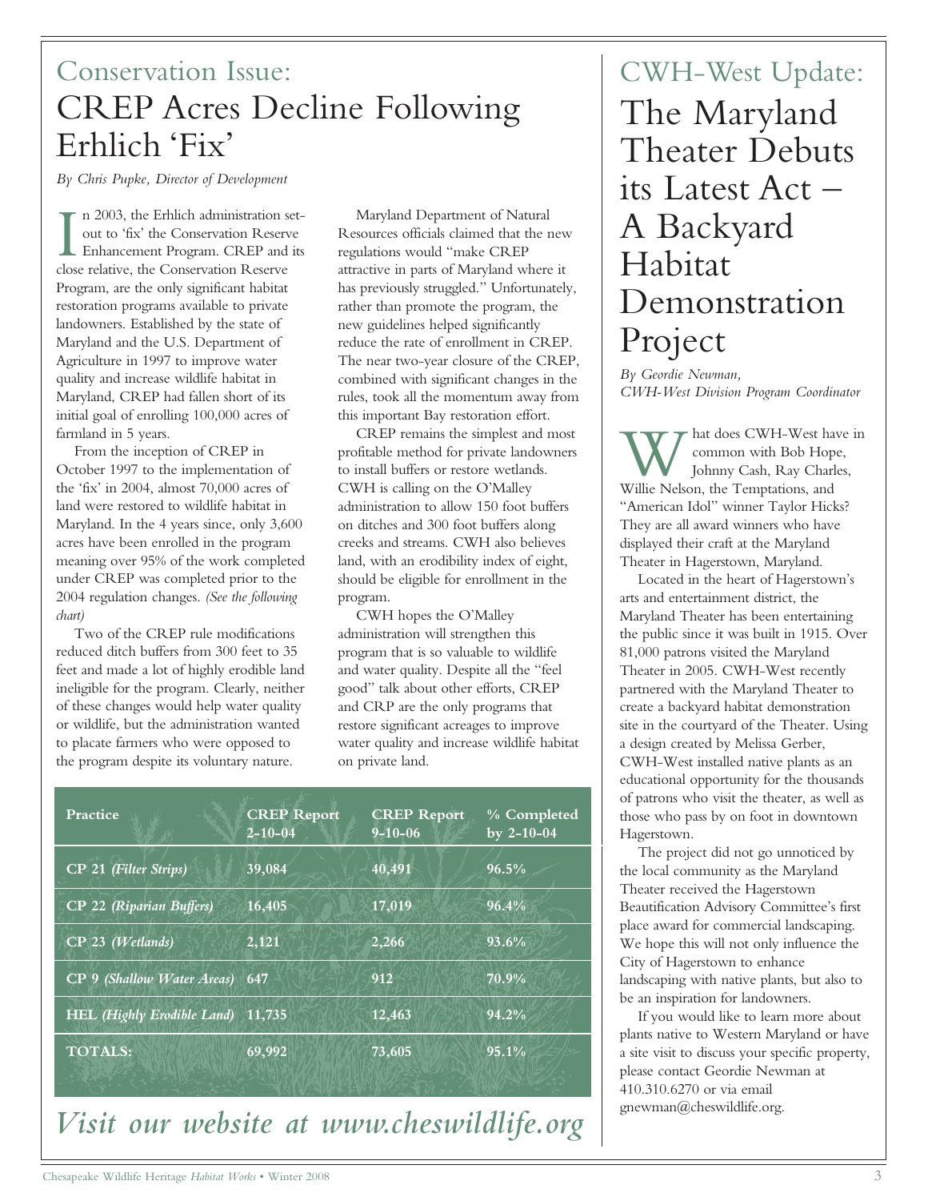# Conservation Issue: CREP Acres Decline Following Erhlich 'Fix'

*By Chris Pupke, Director of Development*

In 2003, the Erhlich administration set-out to 'fix' the Conservation Reserve Enhancement Program. CREP and its close relative, the Conservation Reserve Program, are the only significant habitat restoration programs available to private landowners. Established by the state of Maryland and the U.S. Department of Agriculture in 1997 to improve water quality and increase wildlife habitat in Maryland, CREP had fallen short of its initial goal of enrolling 100,000 acres of farmland in 5 years.

From the inception of CREP in October 1997 to the implementation of the 'fix' in 2004, almost 70,000 acres of land were restored to wildlife habitat in Maryland. In the 4 years since, only 3,600 acres have been enrolled in the program meaning over 95% of the work completed under CREP was completed prior to the 2004 regulation changes. *(See the following chart)*

Two of the CREP rule modifications reduced ditch buffers from 300 feet to 35 feet and made a lot of highly erodible land ineligible for the program. Clearly, neither of these changes would help water quality or wildlife, but the administration wanted to placate farmers who were opposed to the program despite its voluntary nature.

Maryland Department of Natural Resources officials claimed that the new regulations would "make CREP attractive in parts of Maryland where it has previously struggled." Unfortunately, rather than promote the program, the new guidelines helped significantly reduce the rate of enrollment in CREP. The near two-year closure of the CREP, combined with significant changes in the rules, took all the momentum away from this important Bay restoration effort.

CREP remains the simplest and most profitable method for private landowners to install buffers or restore wetlands. CWH is calling on the O'Malley administration to allow 150 foot buffers on ditches and 300 foot buffers along creeks and streams. CWH also believes land, with an erodibility index of eight, should be eligible for enrollment in the program.

CWH hopes the O'Malley administration will strengthen this program that is so valuable to wildlife and water quality. Despite all the "feel good" talk about other efforts, CREP and CRP are the only programs that restore significant acreages to improve water quality and increase wildlife habitat on private land.

| Practice | CREP Report 2-10-04 | CREP Report 9-10-06 | % Completed by 2-10-04 |
|---|---|---|---|
| CP 21 *(Filter Strips)* | 39,084 | 40,491 | 96.5% |
| CP 22 *(Riparian Buffers)* | 16,405 | 17,019 | 96.4% |
| CP 23 *(Wetlands)* | 2,121 | 2,266 | 93.6% |
| CP 9 *(Shallow Water Areas)* | 647 | 912 | 70.9% |
| HEL *(Highly Erodible Land)* | 11,735 | 12,463 | 94.2% |
| **TOTALS:** | 69,992 | 73,605 | 95.1% |

*Visit our website at www.cheswildlife.org*

# CWH-West Update: The Maryland Theater Debuts its Latest Act – A Backyard Habitat Demonstration Project

*By Geordie Newman, CWH-West Division Program Coordinator*

What does CWH-West have in common with Bob Hope, Johnny Cash, Ray Charles, Willie Nelson, the Temptations, and "American Idol" winner Taylor Hicks? They are all award winners who have displayed their craft at the Maryland Theater in Hagerstown, Maryland.

Located in the heart of Hagerstown's arts and entertainment district, the Maryland Theater has been entertaining the public since it was built in 1915. Over 81,000 patrons visited the Maryland Theater in 2005. CWH-West recently partnered with the Maryland Theater to create a backyard habitat demonstration site in the courtyard of the Theater. Using a design created by Melissa Gerber, CWH-West installed native plants as an educational opportunity for the thousands of patrons who visit the theater, as well as those who pass by on foot in downtown Hagerstown.

The project did not go unnoticed by the local community as the Maryland Theater received the Hagerstown Beautification Advisory Committee's first place award for commercial landscaping. We hope this will not only influence the City of Hagerstown to enhance landscaping with native plants, but also to be an inspiration for landowners.

If you would like to learn more about plants native to Western Maryland or have a site visit to discuss your specific property, please contact Geordie Newman at 410.310.6270 or via email gnewman@cheswildlife.org.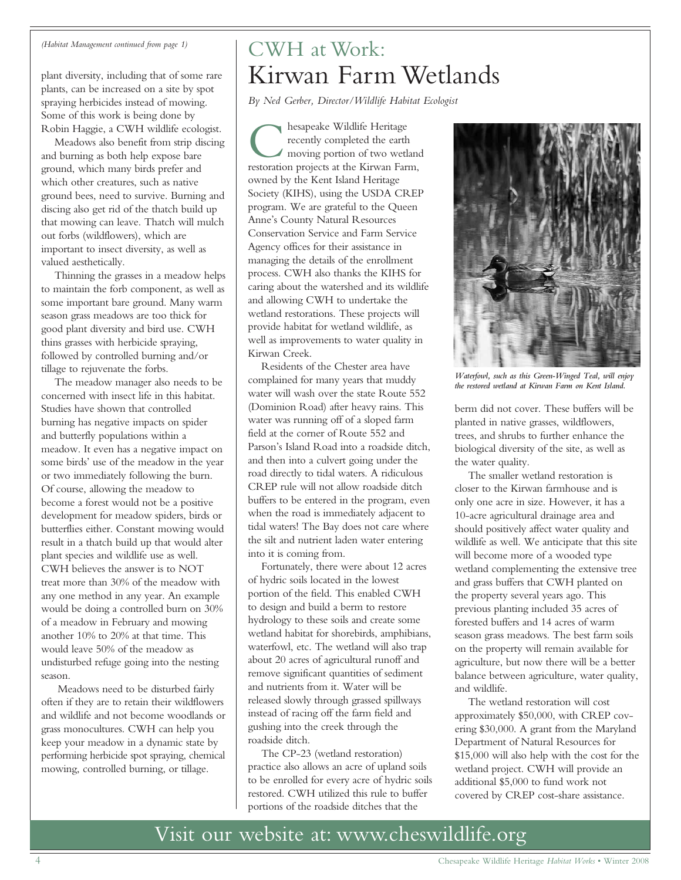*(Habitat Management continued from page 1)*

plant diversity, including that of some rare plants, can be increased on a site by spot spraying herbicides instead of mowing. Some of this work is being done by Robin Haggie, a CWH wildlife ecologist.

Meadows also benefit from strip discing and burning as both help expose bare ground, which many birds prefer and which other creatures, such as native ground bees, need to survive. Burning and discing also get rid of the thatch build up that mowing can leave. Thatch will mulch out forbs (wildflowers), which are important to insect diversity, as well as valued aesthetically.

Thinning the grasses in a meadow helps to maintain the forb component, as well as some important bare ground. Many warm season grass meadows are too thick for good plant diversity and bird use. CWH thins grasses with herbicide spraying, followed by controlled burning and/or tillage to rejuvenate the forbs.

The meadow manager also needs to be concerned with insect life in this habitat. Studies have shown that controlled burning has negative impacts on spider and butterfly populations within a meadow. It even has a negative impact on some birds' use of the meadow in the year or two immediately following the burn. Of course, allowing the meadow to become a forest would not be a positive development for meadow spiders, birds or butterflies either. Constant mowing would result in a thatch build up that would alter plant species and wildlife use as well. CWH believes the answer is to NOT treat more than 30% of the meadow with any one method in any year. An example would be doing a controlled burn on 30% of a meadow in February and mowing another 10% to 20% at that time. This would leave 50% of the meadow as undisturbed refuge going into the nesting season.

Meadows need to be disturbed fairly often if they are to retain their wildflowers and wildlife and not become woodlands or grass monocultures. CWH can help you keep your meadow in a dynamic state by performing herbicide spot spraying, chemical mowing, controlled burning, or tillage.

# CWH at Work: Kirwan Farm Wetlands

*By Ned Gerber, Director/Wildlife Habitat Ecologist*

Chesapeake Wildlife Heritage recently completed the earth moving portion of two wetland restoration projects at the Kirwan Farm, owned by the Kent Island Heritage Society (KIHS), using the USDA CREP program. We are grateful to the Queen Anne's County Natural Resources Conservation Service and Farm Service Agency offices for their assistance in managing the details of the enrollment process. CWH also thanks the KIHS for caring about the watershed and its wildlife and allowing CWH to undertake the wetland restorations. These projects will provide habitat for wetland wildlife, as well as improvements to water quality in Kirwan Creek.

Residents of the Chester area have complained for many years that muddy water will wash over the state Route 552 (Dominion Road) after heavy rains. This water was running off of a sloped farm field at the corner of Route 552 and Parson's Island Road into a roadside ditch, and then into a culvert going under the road directly to tidal waters. A ridiculous CREP rule will not allow roadside ditch buffers to be entered in the program, even when the road is immediately adjacent to tidal waters! The Bay does not care where the silt and nutrient laden water entering into it is coming from.

Fortunately, there were about 12 acres of hydric soils located in the lowest portion of the field. This enabled CWH to design and build a berm to restore hydrology to these soils and create some wetland habitat for shorebirds, amphibians, waterfowl, etc. The wetland will also trap about 20 acres of agricultural runoff and remove significant quantities of sediment and nutrients from it. Water will be released slowly through grassed spillways instead of racing off the farm field and gushing into the creek through the roadside ditch.

The CP-23 (wetland restoration) practice also allows an acre of upland soils to be enrolled for every acre of hydric soils restored. CWH utilized this rule to buffer portions of the roadside ditches that the berm did not cover. These buffers will be planted in native grasses, wildflowers, trees, and shrubs to further enhance the biological diversity of the site, as well as the water quality.

*Waterfowl, such as this Green-Winged Teal, will enjoy the restored wetland at Kirwan Farm on Kent Island.*

The smaller wetland restoration is closer to the Kirwan farmhouse and is only one acre in size. However, it has a 10-acre agricultural drainage area and should positively affect water quality and wildlife as well. We anticipate that this site will become more of a wooded type wetland complementing the extensive tree and grass buffers that CWH planted on the property several years ago. This previous planting included 35 acres of forested buffers and 14 acres of warm season grass meadows. The best farm soils on the property will remain available for agriculture, but now there will be a better balance between agriculture, water quality, and wildlife.

The wetland restoration will cost approximately $50,000, with CREP covering $30,000. A grant from the Maryland Department of Natural Resources for $15,000 will also help with the cost for the wetland project. CWH will provide an additional $5,000 to fund work not covered by CREP cost-share assistance.

Visit our website at: www.cheswildlife.org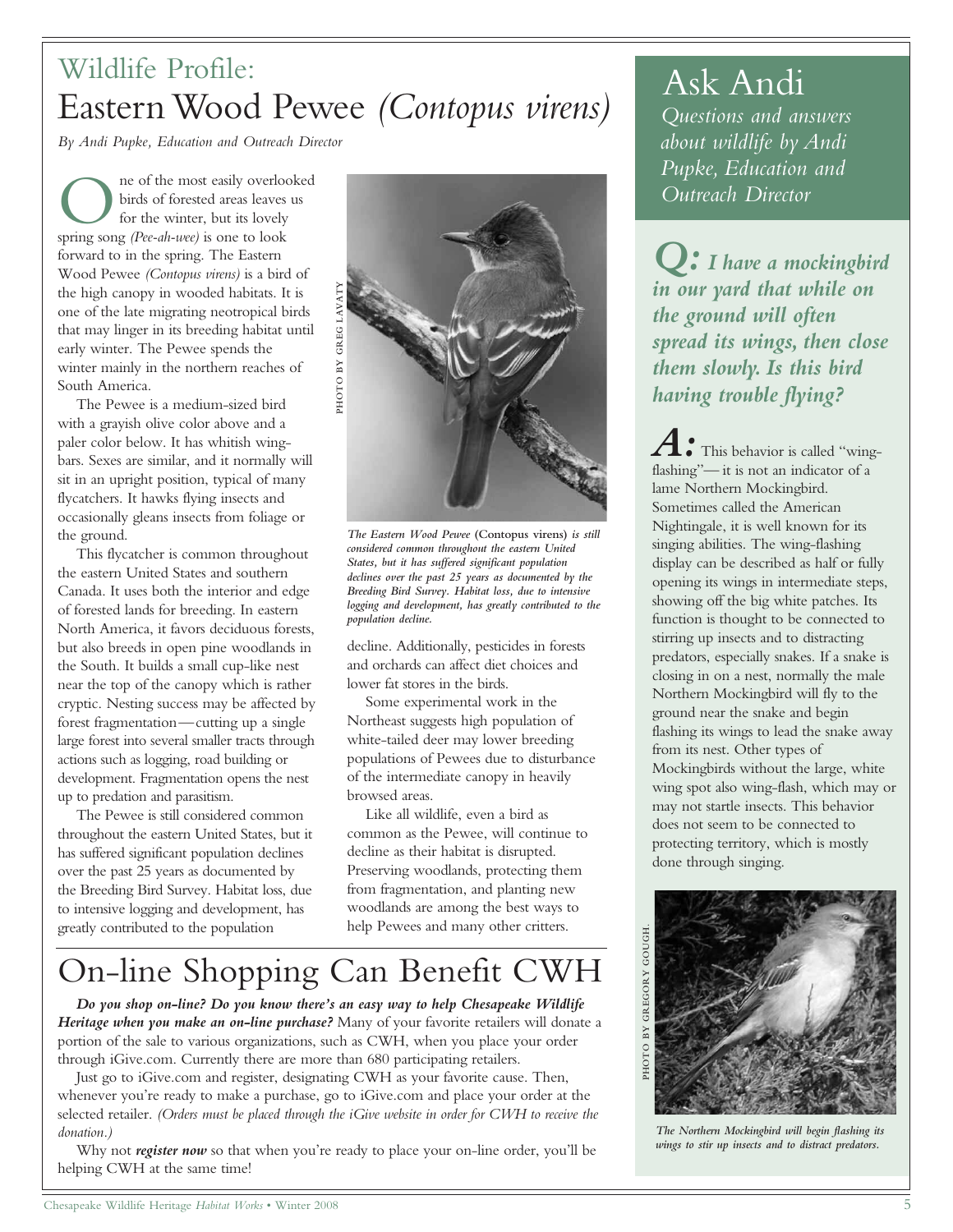# Wildlife Profile:
# Eastern Wood Pewee *(Contopus virens)*

*By Andi Pupke, Education and Outreach Director*

One of the most easily overlooked birds of forested areas leaves us for the winter, but its lovely spring song *(Pee-ah-wee)* is one to look forward to in the spring. The Eastern Wood Pewee *(Contopus virens)* is a bird of the high canopy in wooded habitats. It is one of the late migrating neotropical birds that may linger in its breeding habitat until early winter. The Pewee spends the winter mainly in the northern reaches of South America.

The Pewee is a medium-sized bird with a grayish olive color above and a paler color below. It has whitish wing-bars. Sexes are similar, and it normally will sit in an upright position, typical of many flycatchers. It hawks flying insects and occasionally gleans insects from foliage or the ground.

This flycatcher is common throughout the eastern United States and southern Canada. It uses both the interior and edge of forested lands for breeding. In eastern North America, it favors deciduous forests, but also breeds in open pine woodlands in the South. It builds a small cup-like nest near the top of the canopy which is rather cryptic. Nesting success may be affected by forest fragmentation—cutting up a single large forest into several smaller tracts through actions such as logging, road building or development. Fragmentation opens the nest up to predation and parasitism.

The Pewee is still considered common throughout the eastern United States, but it has suffered significant population declines over the past 25 years as documented by the Breeding Bird Survey. Habitat loss, due to intensive logging and development, has greatly contributed to the population decline. Additionally, pesticides in forests and orchards can affect diet choices and lower fat stores in the birds.

PHOTO BY GREG LAVATY

*The Eastern Wood Pewee* (Contopus virens) *is still considered common throughout the eastern United States, but it has suffered significant population declines over the past 25 years as documented by the Breeding Bird Survey. Habitat loss, due to intensive logging and development, has greatly contributed to the population decline.*

Some experimental work in the Northeast suggests high population of white-tailed deer may lower breeding populations of Pewees due to disturbance of the intermediate canopy in heavily browsed areas.

Like all wildlife, even a bird as common as the Pewee, will continue to decline as their habitat is disrupted. Preserving woodlands, protecting them from fragmentation, and planting new woodlands are among the best ways to help Pewees and many other critters.

# On-line Shopping Can Benefit CWH

***Do you shop on-line? Do you know there's an easy way to help Chesapeake Wildlife Heritage when you make an on-line purchase?*** Many of your favorite retailers will donate a portion of the sale to various organizations, such as CWH, when you place your order through iGive.com. Currently there are more than 680 participating retailers.

Just go to iGive.com and register, designating CWH as your favorite cause. Then, whenever you're ready to make a purchase, go to iGive.com and place your order at the selected retailer. *(Orders must be placed through the iGive website in order for CWH to receive the donation.)*

Why not ***register now*** so that when you're ready to place your on-line order, you'll be helping CWH at the same time!

# Ask Andi

*Questions and answers about wildlife by Andi Pupke, Education and Outreach Director*

***Q: I have a mockingbird in our yard that while on the ground will often spread its wings, then close them slowly. Is this bird having trouble flying?***

***A:*** This behavior is called "wing-flashing"— it is not an indicator of a lame Northern Mockingbird. Sometimes called the American Nightingale, it is well known for its singing abilities. The wing-flashing display can be described as half or fully opening its wings in intermediate steps, showing off the big white patches. Its function is thought to be connected to stirring up insects and to distracting predators, especially snakes. If a snake is closing in on a nest, normally the male Northern Mockingbird will fly to the ground near the snake and begin flashing its wings to lead the snake away from its nest. Other types of Mockingbirds without the large, white wing spot also wing-flash, which may or may not startle insects. This behavior does not seem to be connected to protecting territory, which is mostly done through singing.

PHOTO BY GREGORY GOUGH.

*The Northern Mockingbird will begin flashing its wings to stir up insects and to distract predators.*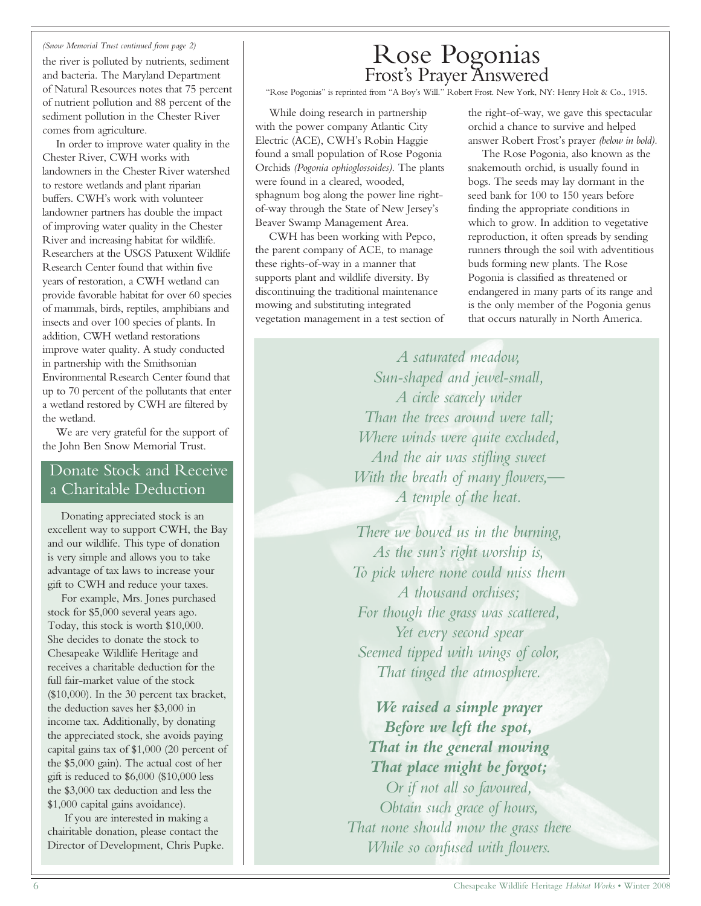*(Snow Memorial Trust continued from page 2)*

the river is polluted by nutrients, sediment and bacteria. The Maryland Department of Natural Resources notes that 75 percent of nutrient pollution and 88 percent of the sediment pollution in the Chester River comes from agriculture.

In order to improve water quality in the Chester River, CWH works with landowners in the Chester River watershed to restore wetlands and plant riparian buffers. CWH's work with volunteer landowner partners has double the impact of improving water quality in the Chester River and increasing habitat for wildlife. Researchers at the USGS Patuxent Wildlife Research Center found that within five years of restoration, a CWH wetland can provide favorable habitat for over 60 species of mammals, birds, reptiles, amphibians and insects and over 100 species of plants. In addition, CWH wetland restorations improve water quality. A study conducted in partnership with the Smithsonian Environmental Research Center found that up to 70 percent of the pollutants that enter a wetland restored by CWH are filtered by the wetland.

We are very grateful for the support of the John Ben Snow Memorial Trust.

## Donate Stock and Receive a Charitable Deduction

Donating appreciated stock is an excellent way to support CWH, the Bay and our wildlife. This type of donation is very simple and allows you to take advantage of tax laws to increase your gift to CWH and reduce your taxes.

For example, Mrs. Jones purchased stock for $5,000 several years ago. Today, this stock is worth $10,000. She decides to donate the stock to Chesapeake Wildlife Heritage and receives a charitable deduction for the full fair-market value of the stock ($10,000). In the 30 percent tax bracket, the deduction saves her $3,000 in income tax. Additionally, by donating the appreciated stock, she avoids paying capital gains tax of $1,000 (20 percent of the $5,000 gain). The actual cost of her gift is reduced to $6,000 ($10,000 less the $3,000 tax deduction and less the $1,000 capital gains avoidance).

If you are interested in making a chairitable donation, please contact the Director of Development, Chris Pupke.

# Rose Pogonias
## Frost's Prayer Answered

"Rose Pogonias" is reprinted from "A Boy's Will." Robert Frost. New York, NY: Henry Holt & Co., 1915.

While doing research in partnership with the power company Atlantic City Electric (ACE), CWH's Robin Haggie found a small population of Rose Pogonia Orchids *(Pogonia ophioglossoides)*. The plants were found in a cleared, wooded, sphagnum bog along the power line right-of-way through the State of New Jersey's Beaver Swamp Management Area.

CWH has been working with Pepco, the parent company of ACE, to manage these rights-of-way in a manner that supports plant and wildlife diversity. By discontinuing the traditional maintenance mowing and substituting integrated vegetation management in a test section of the right-of-way, we gave this spectacular orchid a chance to survive and helped answer Robert Frost's prayer *(below in bold)*.

The Rose Pogonia, also known as the snakemouth orchid, is usually found in bogs. The seeds may lay dormant in the seed bank for 100 to 150 years before finding the appropriate conditions in which to grow. In addition to vegetative reproduction, it often spreads by sending runners through the soil with adventitious buds forming new plants. The Rose Pogonia is classified as threatened or endangered in many parts of its range and is the only member of the Pogonia genus that occurs naturally in North America.

*A saturated meadow,*
*Sun-shaped and jewel-small,*
*A circle scarcely wider*
*Than the trees around were tall;*
*Where winds were quite excluded,*
*And the air was stifling sweet*
*With the breath of many flowers,—*
*A temple of the heat.*

*There we bowed us in the burning,*
*As the sun's right worship is,*
*To pick where none could miss them*
*A thousand orchises;*
*For though the grass was scattered,*
*Yet every second spear*
*Seemed tipped with wings of color,*
*That tinged the atmosphere.*

***We raised a simple prayer***
***Before we left the spot,***
***That in the general mowing***
***That place might be forgot;***
*Or if not all so favoured,*
*Obtain such grace of hours,*
*That none should mow the grass there*
*While so confused with flowers.*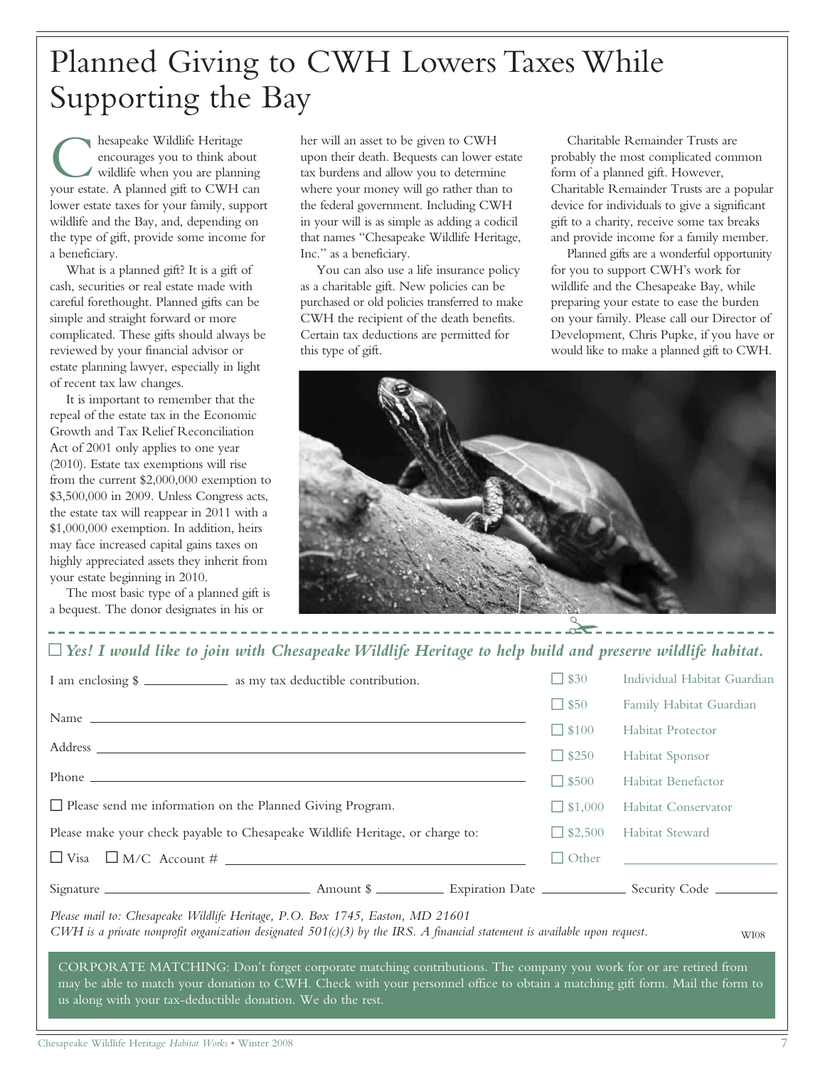# Planned Giving to CWH Lowers Taxes While Supporting the Bay

Chesapeake Wildlife Heritage encourages you to think about wildlife when you are planning your estate. A planned gift to CWH can lower estate taxes for your family, support wildlife and the Bay, and, depending on the type of gift, provide some income for a beneficiary.

What is a planned gift? It is a gift of cash, securities or real estate made with careful forethought. Planned gifts can be simple and straight forward or more complicated. These gifts should always be reviewed by your financial advisor or estate planning lawyer, especially in light of recent tax law changes.

It is important to remember that the repeal of the estate tax in the Economic Growth and Tax Relief Reconciliation Act of 2001 only applies to one year (2010). Estate tax exemptions will rise from the current $2,000,000 exemption to $3,500,000 in 2009. Unless Congress acts, the estate tax will reappear in 2011 with a $1,000,000 exemption. In addition, heirs may face increased capital gains taxes on highly appreciated assets they inherit from your estate beginning in 2010.

The most basic type of a planned gift is a bequest. The donor designates in his or her will an asset to be given to CWH upon their death. Bequests can lower estate tax burdens and allow you to determine where your money will go rather than to the federal government. Including CWH in your will is as simple as adding a codicil that names "Chesapeake Wildlife Heritage, Inc." as a beneficiary.

You can also use a life insurance policy as a charitable gift. New policies can be purchased or old policies transferred to make CWH the recipient of the death benefits. Certain tax deductions are permitted for this type of gift.

Charitable Remainder Trusts are probably the most complicated common form of a planned gift. However, Charitable Remainder Trusts are a popular device for individuals to give a significant gift to a charity, receive some tax breaks and provide income for a family member.

Planned gifts are a wonderful opportunity for you to support CWH's work for wildlife and the Chesapeake Bay, while preparing your estate to ease the burden on your family. Please call our Director of Development, Chris Pupke, if you have or would like to make a planned gift to CWH.

---

☐ ***Yes! I would like to join with Chesapeake Wildlife Heritage to help build and preserve wildlife habitat.***

I am enclosing $ ____________ as my tax deductible contribution.

Name ____________________________________________

Address __________________________________________

Phone ___________________________________________

☐ Please send me information on the Planned Giving Program.

Please make your check payable to Chesapeake Wildlife Heritage, or charge to:

☐ Visa ☐ M/C Account # ____________________________

| | |
|---|---|
| ☐ $30 | Individual Habitat Guardian |
| ☐ $50 | Family Habitat Guardian |
| ☐ $100 | Habitat Protector |
| ☐ $250 | Habitat Sponsor |
| ☐ $500 | Habitat Benefactor |
| ☐ $1,000 | Habitat Conservator |
| ☐ $2,500 | Habitat Steward |
| ☐ Other | ____________ |

Signature ______________________ Amount $ __________ Expiration Date ____________ Security Code _________

*Please mail to: Chesapeake Wildlife Heritage, P.O. Box 1745, Easton, MD 21601*
*CWH is a private nonprofit organization designated 501(c)(3) by the IRS. A financial statement is available upon request.*

WI08

CORPORATE MATCHING: Don't forget corporate matching contributions. The company you work for or are retired from may be able to match your donation to CWH. Check with your personnel office to obtain a matching gift form. Mail the form to us along with your tax-deductible donation. We do the rest.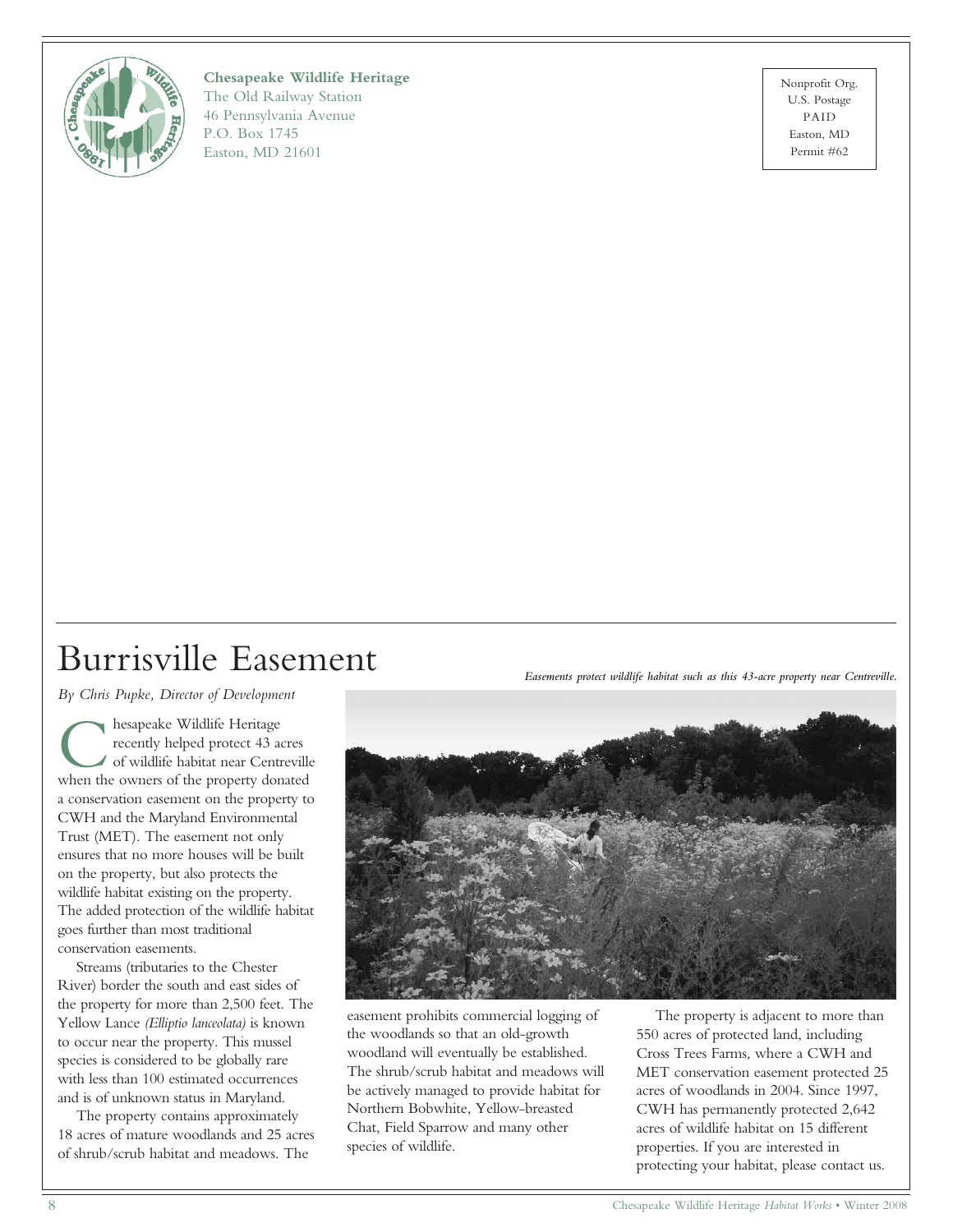**Chesapeake Wildlife Heritage**
The Old Railway Station
46 Pennsylvania Avenue
P.O. Box 1745
Easton, MD 21601

Nonprofit Org.
U.S. Postage
PAID
Easton, MD
Permit #62

# Burrisville Easement

*By Chris Pupke, Director of Development*

Chesapeake Wildlife Heritage recently helped protect 43 acres of wildlife habitat near Centreville when the owners of the property donated a conservation easement on the property to CWH and the Maryland Environmental Trust (MET). The easement not only ensures that no more houses will be built on the property, but also protects the wildlife habitat existing on the property. The added protection of the wildlife habitat goes further than most traditional conservation easements.

Streams (tributaries to the Chester River) border the south and east sides of the property for more than 2,500 feet. The Yellow Lance *(Elliptio lanceolata)* is known to occur near the property. This mussel species is considered to be globally rare with less than 100 estimated occurrences and is of unknown status in Maryland.

The property contains approximately 18 acres of mature woodlands and 25 acres of shrub/scrub habitat and meadows. The easement prohibits commercial logging of the woodlands so that an old-growth woodland will eventually be established. The shrub/scrub habitat and meadows will be actively managed to provide habitat for Northern Bobwhite, Yellow-breasted Chat, Field Sparrow and many other species of wildlife.

*Easements protect wildlife habitat such as this 43-acre property near Centreville.*

The property is adjacent to more than 550 acres of protected land, including Cross Trees Farms, where a CWH and MET conservation easement protected 25 acres of woodlands in 2004. Since 1997, CWH has permanently protected 2,642 acres of wildlife habitat on 15 different properties. If you are interested in protecting your habitat, please contact us.